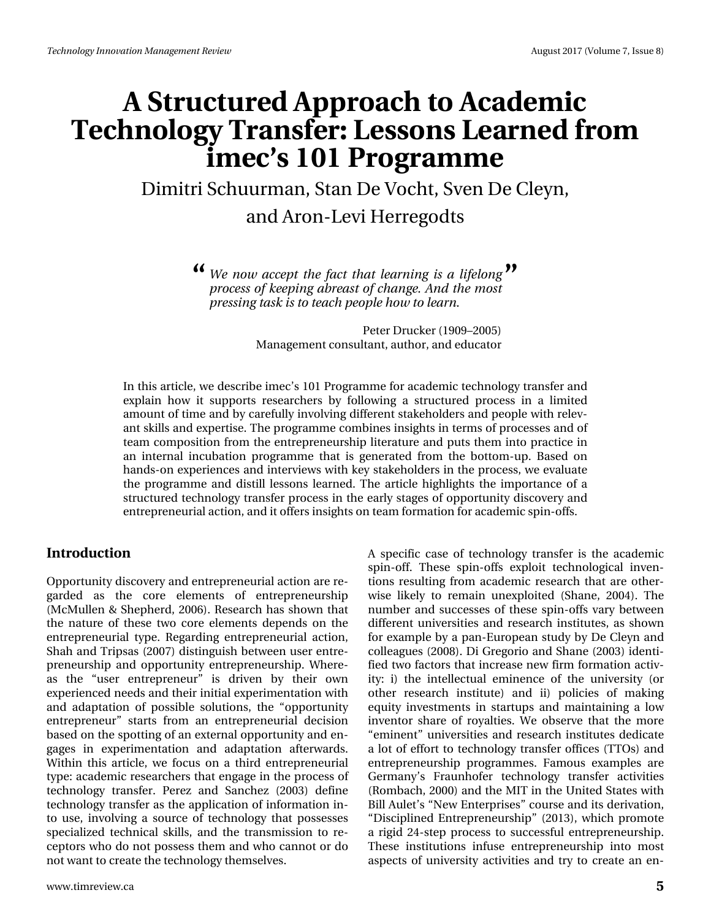# A Structured Approach to Academic Technology Transfer: Lessons Learned from imec's 101 Programme

Dimitri Schuurman, Stan De Vocht, Sven De Cleyn, and Aron-Levi Herregodts

> *We now accept the fact that learning is a lifelong process of keeping abreast of change. And the most pressing task is to teach people how to learn.*
>
> Peter Drucker (1909–2005)
> Management consultant, author, and educator

In this article, we describe imec's 101 Programme for academic technology transfer and explain how it supports researchers by following a structured process in a limited amount of time and by carefully involving different stakeholders and people with relevant skills and expertise. The programme combines insights in terms of processes and of team composition from the entrepreneurship literature and puts them into practice in an internal incubation programme that is generated from the bottom-up. Based on hands-on experiences and interviews with key stakeholders in the process, we evaluate the programme and distill lessons learned. The article highlights the importance of a structured technology transfer process in the early stages of opportunity discovery and entrepreneurial action, and it offers insights on team formation for academic spin-offs.

## Introduction

Opportunity discovery and entrepreneurial action are regarded as the core elements of entrepreneurship (McMullen & Shepherd, 2006). Research has shown that the nature of these two core elements depends on the entrepreneurial type. Regarding entrepreneurial action, Shah and Tripsas (2007) distinguish between user entrepreneurship and opportunity entrepreneurship. Whereas the "user entrepreneur" is driven by their own experienced needs and their initial experimentation with and adaptation of possible solutions, the "opportunity entrepreneur" starts from an entrepreneurial decision based on the spotting of an external opportunity and engages in experimentation and adaptation afterwards. Within this article, we focus on a third entrepreneurial type: academic researchers that engage in the process of technology transfer. Perez and Sanchez (2003) define technology transfer as the application of information into use, involving a source of technology that possesses specialized technical skills, and the transmission to receptors who do not possess them and who cannot or do not want to create the technology themselves.

A specific case of technology transfer is the academic spin-off. These spin-offs exploit technological inventions resulting from academic research that are otherwise likely to remain unexploited (Shane, 2004). The number and successes of these spin-offs vary between different universities and research institutes, as shown for example by a pan-European study by De Cleyn and colleagues (2008). Di Gregorio and Shane (2003) identified two factors that increase new firm formation activity: i) the intellectual eminence of the university (or other research institute) and ii) policies of making equity investments in startups and maintaining a low inventor share of royalties. We observe that the more "eminent" universities and research institutes dedicate a lot of effort to technology transfer offices (TTOs) and entrepreneurship programmes. Famous examples are Germany's Fraunhofer technology transfer activities (Rombach, 2000) and the MIT in the United States with Bill Aulet's "New Enterprises" course and its derivation, "Disciplined Entrepreneurship" (2013), which promote a rigid 24-step process to successful entrepreneurship. These institutions infuse entrepreneurship into most aspects of university activities and try to create an en-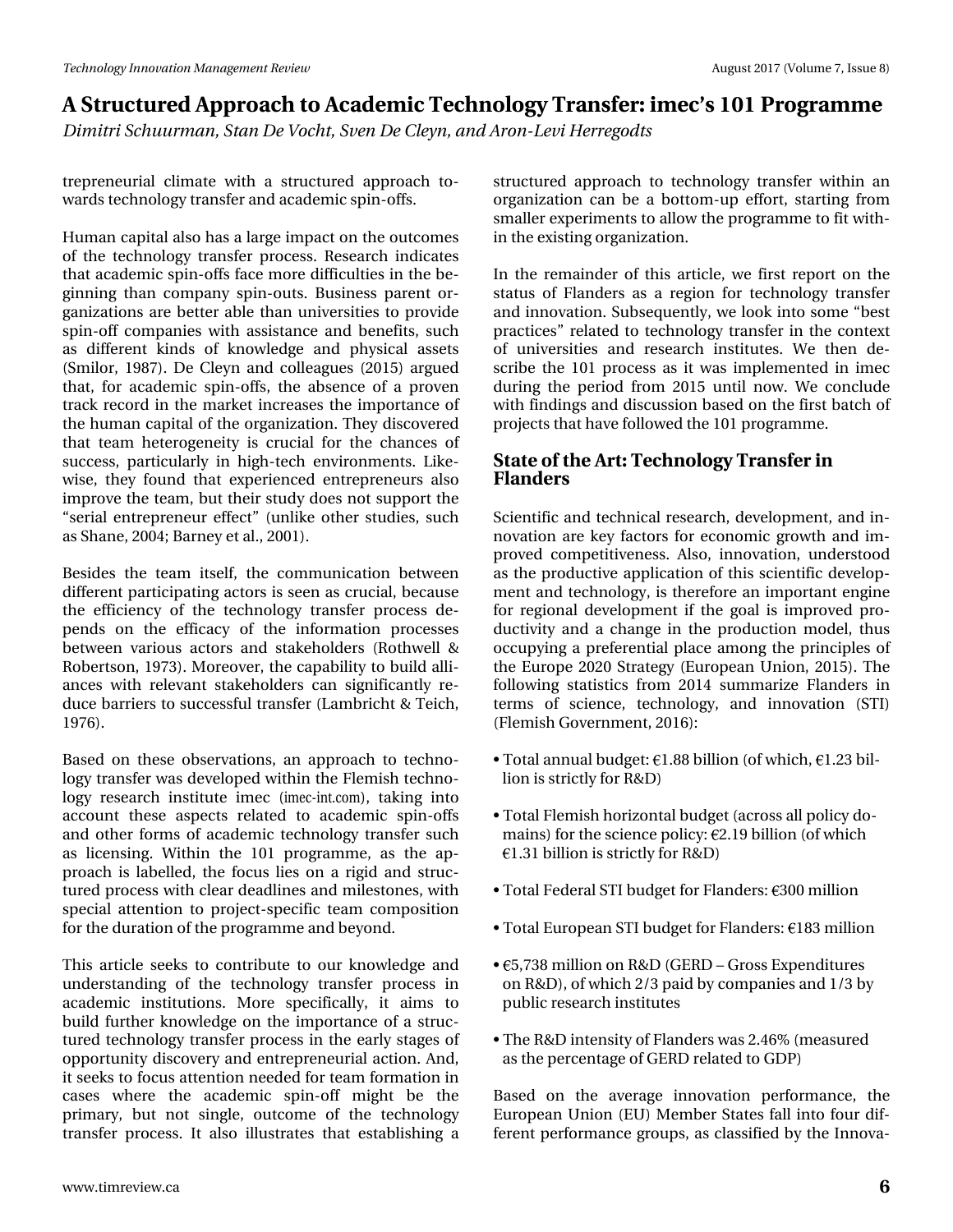trepreneurial climate with a structured approach towards technology transfer and academic spin-offs.

Human capital also has a large impact on the outcomes of the technology transfer process. Research indicates that academic spin-offs face more difficulties in the beginning than company spin-outs. Business parent organizations are better able than universities to provide spin-off companies with assistance and benefits, such as different kinds of knowledge and physical assets (Smilor, 1987). De Cleyn and colleagues (2015) argued that, for academic spin-offs, the absence of a proven track record in the market increases the importance of the human capital of the organization. They discovered that team heterogeneity is crucial for the chances of success, particularly in high-tech environments. Likewise, they found that experienced entrepreneurs also improve the team, but their study does not support the "serial entrepreneur effect" (unlike other studies, such as Shane, 2004; Barney et al., 2001).

Besides the team itself, the communication between different participating actors is seen as crucial, because the efficiency of the technology transfer process depends on the efficacy of the information processes between various actors and stakeholders (Rothwell & Robertson, 1973). Moreover, the capability to build alliances with relevant stakeholders can significantly reduce barriers to successful transfer (Lambricht & Teich, 1976).

Based on these observations, an approach to technology transfer was developed within the Flemish technology research institute imec (imec-int.com), taking into account these aspects related to academic spin-offs and other forms of academic technology transfer such as licensing. Within the 101 programme, as the approach is labelled, the focus lies on a rigid and structured process with clear deadlines and milestones, with special attention to project-specific team composition for the duration of the programme and beyond.

This article seeks to contribute to our knowledge and understanding of the technology transfer process in academic institutions. More specifically, it aims to build further knowledge on the importance of a structured technology transfer process in the early stages of opportunity discovery and entrepreneurial action. And, it seeks to focus attention needed for team formation in cases where the academic spin-off might be the primary, but not single, outcome of the technology transfer process. It also illustrates that establishing a structured approach to technology transfer within an organization can be a bottom-up effort, starting from smaller experiments to allow the programme to fit within the existing organization.

In the remainder of this article, we first report on the status of Flanders as a region for technology transfer and innovation. Subsequently, we look into some "best practices" related to technology transfer in the context of universities and research institutes. We then describe the 101 process as it was implemented in imec during the period from 2015 until now. We conclude with findings and discussion based on the first batch of projects that have followed the 101 programme.

## State of the Art: Technology Transfer in Flanders

Scientific and technical research, development, and innovation are key factors for economic growth and improved competitiveness. Also, innovation, understood as the productive application of this scientific development and technology, is therefore an important engine for regional development if the goal is improved productivity and a change in the production model, thus occupying a preferential place among the principles of the Europe 2020 Strategy (European Union, 2015). The following statistics from 2014 summarize Flanders in terms of science, technology, and innovation (STI) (Flemish Government, 2016):

- Total annual budget: €1.88 billion (of which, €1.23 billion is strictly for R&D)
- Total Flemish horizontal budget (across all policy domains) for the science policy: €2.19 billion (of which €1.31 billion is strictly for R&D)
- Total Federal STI budget for Flanders: €300 million
- Total European STI budget for Flanders: €183 million
- €5,738 million on R&D (GERD – Gross Expenditures on R&D), of which 2/3 paid by companies and 1/3 by public research institutes
- The R&D intensity of Flanders was 2.46% (measured as the percentage of GERD related to GDP)

Based on the average innovation performance, the European Union (EU) Member States fall into four different performance groups, as classified by the Innova-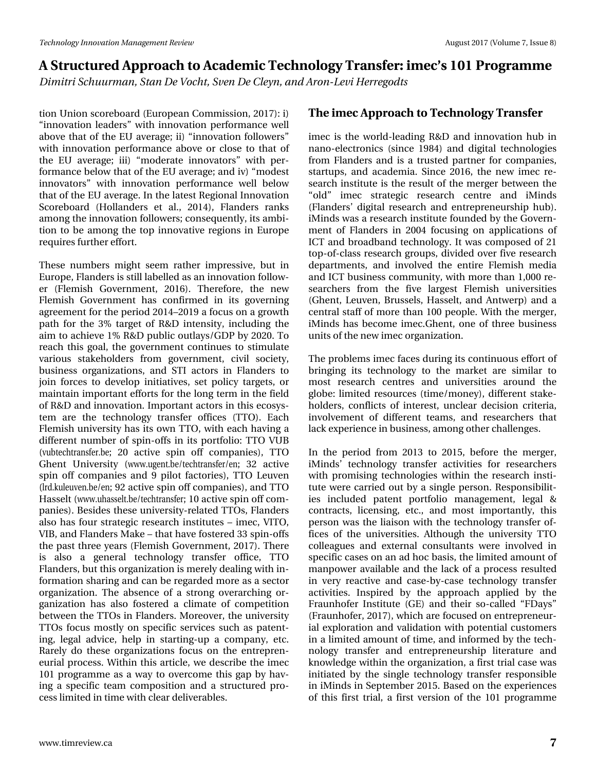tion Union scoreboard (European Commission, 2017): i) "innovation leaders" with innovation performance well above that of the EU average; ii) "innovation followers" with innovation performance above or close to that of the EU average; iii) "moderate innovators" with performance below that of the EU average; and iv) "modest innovators" with innovation performance well below that of the EU average. In the latest Regional Innovation Scoreboard (Hollanders et al., 2014), Flanders ranks among the innovation followers; consequently, its ambition to be among the top innovative regions in Europe requires further effort.

These numbers might seem rather impressive, but in Europe, Flanders is still labelled as an innovation follower (Flemish Government, 2016). Therefore, the new Flemish Government has confirmed in its governing agreement for the period 2014–2019 a focus on a growth path for the 3% target of R&D intensity, including the aim to achieve 1% R&D public outlays/GDP by 2020. To reach this goal, the government continues to stimulate various stakeholders from government, civil society, business organizations, and STI actors in Flanders to join forces to develop initiatives, set policy targets, or maintain important efforts for the long term in the field of R&D and innovation. Important actors in this ecosystem are the technology transfer offices (TTO). Each Flemish university has its own TTO, with each having a different number of spin-offs in its portfolio: TTO VUB (vubtechtransfer.be; 20 active spin off companies), TTO Ghent University (www.ugent.be/techtransfer/en; 32 active spin off companies and 9 pilot factories), TTO Leuven (lrd.kuleuven.be/en; 92 active spin off companies), and TTO Hasselt (www.uhasselt.be/techtransfer; 10 active spin off companies). Besides these university-related TTOs, Flanders also has four strategic research institutes – imec, VITO, VIB, and Flanders Make – that have fostered 33 spin-offs the past three years (Flemish Government, 2017). There is also a general technology transfer office, TTO Flanders, but this organization is merely dealing with information sharing and can be regarded more as a sector organization. The absence of a strong overarching organization has also fostered a climate of competition between the TTOs in Flanders. Moreover, the university TTOs focus mostly on specific services such as patenting, legal advice, help in starting-up a company, etc. Rarely do these organizations focus on the entrepreneurial process. Within this article, we describe the imec 101 programme as a way to overcome this gap by having a specific team composition and a structured process limited in time with clear deliverables.

## The imec Approach to Technology Transfer

imec is the world-leading R&D and innovation hub in nano-electronics (since 1984) and digital technologies from Flanders and is a trusted partner for companies, startups, and academia. Since 2016, the new imec research institute is the result of the merger between the "old" imec strategic research centre and iMinds (Flanders' digital research and entrepreneurship hub). iMinds was a research institute founded by the Government of Flanders in 2004 focusing on applications of ICT and broadband technology. It was composed of 21 top-of-class research groups, divided over five research departments, and involved the entire Flemish media and ICT business community, with more than 1,000 researchers from the five largest Flemish universities (Ghent, Leuven, Brussels, Hasselt, and Antwerp) and a central staff of more than 100 people. With the merger, iMinds has become imec.Ghent, one of three business units of the new imec organization.

The problems imec faces during its continuous effort of bringing its technology to the market are similar to most research centres and universities around the globe: limited resources (time/money), different stakeholders, conflicts of interest, unclear decision criteria, involvement of different teams, and researchers that lack experience in business, among other challenges.

In the period from 2013 to 2015, before the merger, iMinds' technology transfer activities for researchers with promising technologies within the research institute were carried out by a single person. Responsibilities included patent portfolio management, legal & contracts, licensing, etc., and most importantly, this person was the liaison with the technology transfer offices of the universities. Although the university TTO colleagues and external consultants were involved in specific cases on an ad hoc basis, the limited amount of manpower available and the lack of a process resulted in very reactive and case-by-case technology transfer activities. Inspired by the approach applied by the Fraunhofer Institute (GE) and their so-called "FDays" (Fraunhofer, 2017), which are focused on entrepreneurial exploration and validation with potential customers in a limited amount of time, and informed by the technology transfer and entrepreneurship literature and knowledge within the organization, a first trial case was initiated by the single technology transfer responsible in iMinds in September 2015. Based on the experiences of this first trial, a first version of the 101 programme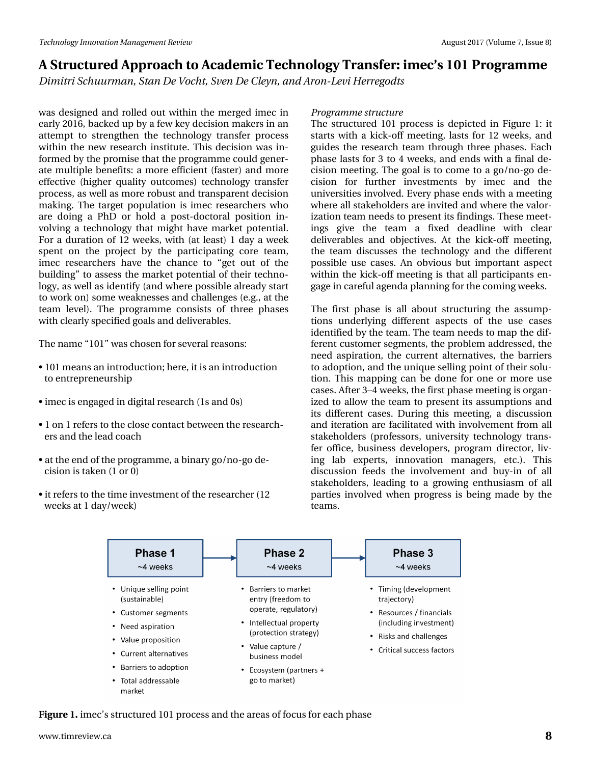was designed and rolled out within the merged imec in early 2016, backed up by a few key decision makers in an attempt to strengthen the technology transfer process within the new research institute. This decision was informed by the promise that the programme could generate multiple benefits: a more efficient (faster) and more effective (higher quality outcomes) technology transfer process, as well as more robust and transparent decision making. The target population is imec researchers who are doing a PhD or hold a post-doctoral position involving a technology that might have market potential. For a duration of 12 weeks, with (at least) 1 day a week spent on the project by the participating core team, imec researchers have the chance to "get out of the building" to assess the market potential of their technology, as well as identify (and where possible already start to work on) some weaknesses and challenges (e.g., at the team level). The programme consists of three phases with clearly specified goals and deliverables.

The name "101" was chosen for several reasons:

- 101 means an introduction; here, it is an introduction to entrepreneurship
- imec is engaged in digital research (1s and 0s)
- 1 on 1 refers to the close contact between the researchers and the lead coach
- at the end of the programme, a binary go/no-go decision is taken (1 or 0)
- it refers to the time investment of the researcher (12 weeks at 1 day/week)

*Programme structure*

The structured 101 process is depicted in Figure 1: it starts with a kick-off meeting, lasts for 12 weeks, and guides the research team through three phases. Each phase lasts for 3 to 4 weeks, and ends with a final decision meeting. The goal is to come to a go/no-go decision for further investments by imec and the universities involved. Every phase ends with a meeting where all stakeholders are invited and where the valorization team needs to present its findings. These meetings give the team a fixed deadline with clear deliverables and objectives. At the kick-off meeting, the team discusses the technology and the different possible use cases. An obvious but important aspect within the kick-off meeting is that all participants engage in careful agenda planning for the coming weeks.

The first phase is all about structuring the assumptions underlying different aspects of the use cases identified by the team. The team needs to map the different customer segments, the problem addressed, the need aspiration, the current alternatives, the barriers to adoption, and the unique selling point of their solution. This mapping can be done for one or more use cases. After 3–4 weeks, the first phase meeting is organized to allow the team to present its assumptions and its different cases. During this meeting, a discussion and iteration are facilitated with involvement from all stakeholders (professors, university technology transfer office, business developers, program director, living lab experts, innovation managers, etc.). This discussion feeds the involvement and buy-in of all stakeholders, leading to a growing enthusiasm of all parties involved when progress is being made by the teams.

**Phase 1** (~4 weeks) → **Phase 2** (~4 weeks) → **Phase 3** (~4 weeks)

| Phase 1 (~4 weeks) | Phase 2 (~4 weeks) | Phase 3 (~4 weeks) |
|---|---|---|
| Unique selling point (sustainable) | Barriers to market entry (freedom to operate, regulatory) | Timing (development trajectory) |
| Customer segments | Intellectual property (protection strategy) | Resources / financials (including investment) |
| Need aspiration | Value capture / business model | Risks and challenges |
| Value proposition | Ecosystem (partners + go to market) | Critical success factors |
| Current alternatives | | |
| Barriers to adoption | | |
| Total addressable market | | |

**Figure 1.** imec's structured 101 process and the areas of focus for each phase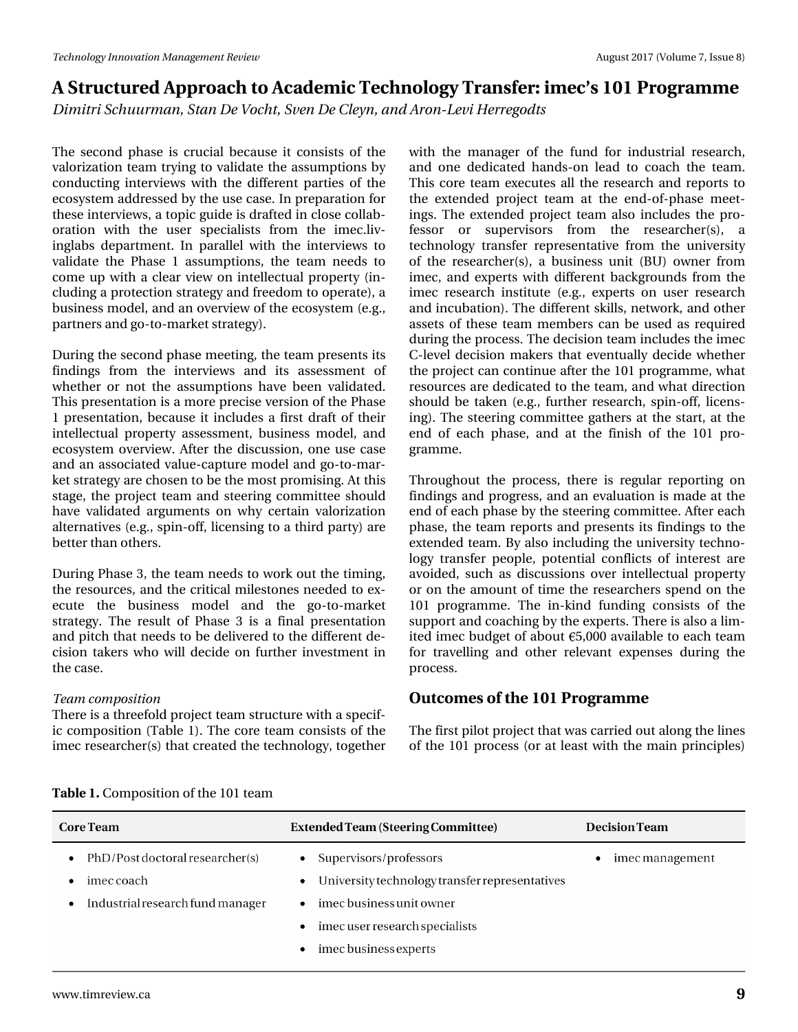The second phase is crucial because it consists of the valorization team trying to validate the assumptions by conducting interviews with the different parties of the ecosystem addressed by the use case. In preparation for these interviews, a topic guide is drafted in close collaboration with the user specialists from the imec.livinglabs department. In parallel with the interviews to validate the Phase 1 assumptions, the team needs to come up with a clear view on intellectual property (including a protection strategy and freedom to operate), a business model, and an overview of the ecosystem (e.g., partners and go-to-market strategy).

During the second phase meeting, the team presents its findings from the interviews and its assessment of whether or not the assumptions have been validated. This presentation is a more precise version of the Phase 1 presentation, because it includes a first draft of their intellectual property assessment, business model, and ecosystem overview. After the discussion, one use case and an associated value-capture model and go-to-market strategy are chosen to be the most promising. At this stage, the project team and steering committee should have validated arguments on why certain valorization alternatives (e.g., spin-off, licensing to a third party) are better than others.

During Phase 3, the team needs to work out the timing, the resources, and the critical milestones needed to execute the business model and the go-to-market strategy. The result of Phase 3 is a final presentation and pitch that needs to be delivered to the different decision takers who will decide on further investment in the case.

*Team composition*

There is a threefold project team structure with a specific composition (Table 1). The core team consists of the imec researcher(s) that created the technology, together with the manager of the fund for industrial research, and one dedicated hands-on lead to coach the team. This core team executes all the research and reports to the extended project team at the end-of-phase meetings. The extended project team also includes the professor or supervisors from the researcher(s), a technology transfer representative from the university of the researcher(s), a business unit (BU) owner from imec, and experts with different backgrounds from the imec research institute (e.g., experts on user research and incubation). The different skills, network, and other assets of these team members can be used as required during the process. The decision team includes the imec C-level decision makers that eventually decide whether the project can continue after the 101 programme, what resources are dedicated to the team, and what direction should be taken (e.g., further research, spin-off, licensing). The steering committee gathers at the start, at the end of each phase, and at the finish of the 101 programme.

Throughout the process, there is regular reporting on findings and progress, and an evaluation is made at the end of each phase by the steering committee. After each phase, the team reports and presents its findings to the extended team. By also including the university technology transfer people, potential conflicts of interest are avoided, such as discussions over intellectual property or on the amount of time the researchers spend on the 101 programme. The in-kind funding consists of the support and coaching by the experts. There is also a limited imec budget of about €5,000 available to each team for travelling and other relevant expenses during the process.

## Outcomes of the 101 Programme

The first pilot project that was carried out along the lines of the 101 process (or at least with the main principles)

**Table 1.** Composition of the 101 team

| Core Team | Extended Team (Steering Committee) | Decision Team |
|---|---|---|
| • PhD/Post doctoral researcher(s) | • Supervisors/professors | • imec management |
| • imec coach | • University technology transfer representatives | |
| • Industrial research fund manager | • imec business unit owner | |
| | • imec user research specialists | |
| | • imec business experts | |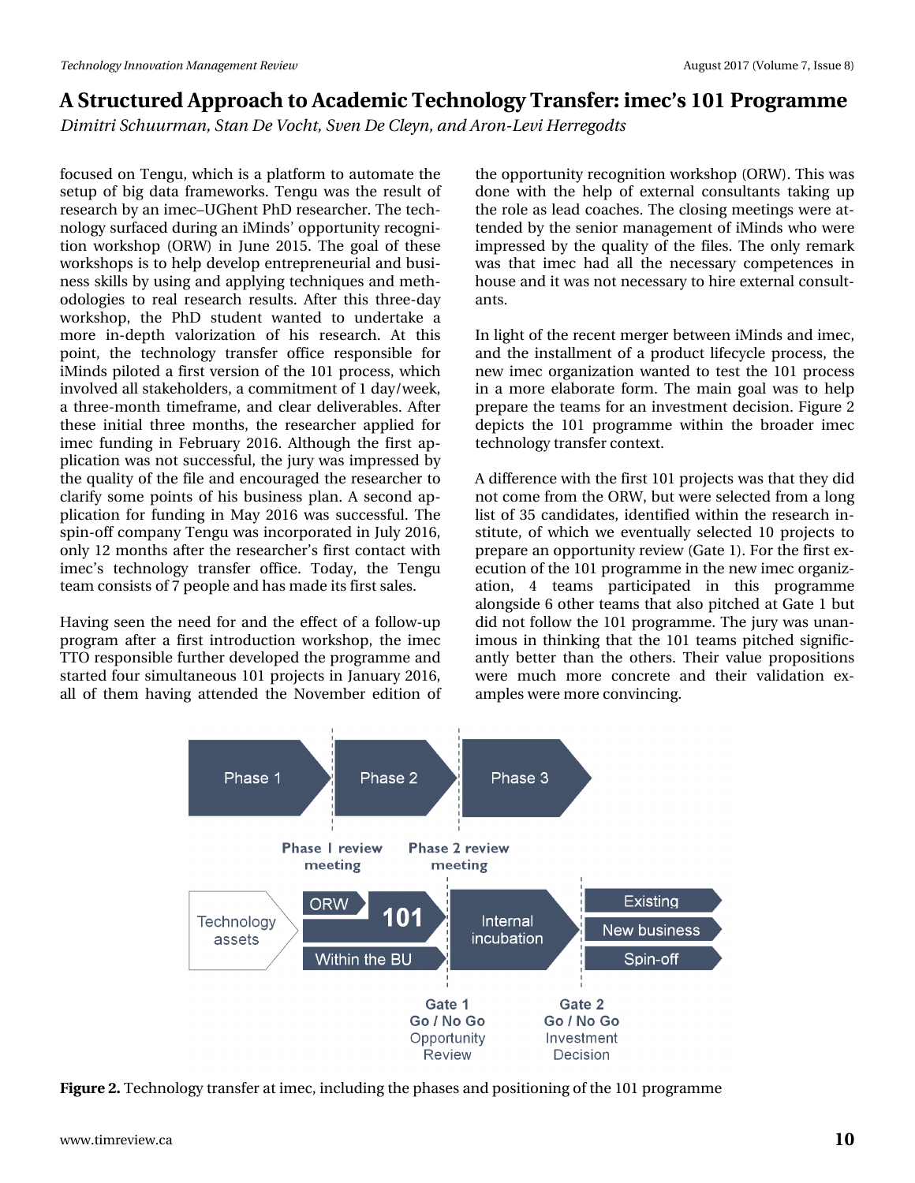focused on Tengu, which is a platform to automate the setup of big data frameworks. Tengu was the result of research by an imec–UGhent PhD researcher. The technology surfaced during an iMinds' opportunity recognition workshop (ORW) in June 2015. The goal of these workshops is to help develop entrepreneurial and business skills by using and applying techniques and methodologies to real research results. After this three-day workshop, the PhD student wanted to undertake a more in-depth valorization of his research. At this point, the technology transfer office responsible for iMinds piloted a first version of the 101 process, which involved all stakeholders, a commitment of 1 day/week, a three-month timeframe, and clear deliverables. After these initial three months, the researcher applied for imec funding in February 2016. Although the first application was not successful, the jury was impressed by the quality of the file and encouraged the researcher to clarify some points of his business plan. A second application for funding in May 2016 was successful. The spin-off company Tengu was incorporated in July 2016, only 12 months after the researcher's first contact with imec's technology transfer office. Today, the Tengu team consists of 7 people and has made its first sales.

Having seen the need for and the effect of a follow-up program after a first introduction workshop, the imec TTO responsible further developed the programme and started four simultaneous 101 projects in January 2016, all of them having attended the November edition of the opportunity recognition workshop (ORW). This was done with the help of external consultants taking up the role as lead coaches. The closing meetings were attended by the senior management of iMinds who were impressed by the quality of the files. The only remark was that imec had all the necessary competences in house and it was not necessary to hire external consultants.

In light of the recent merger between iMinds and imec, and the installment of a product lifecycle process, the new imec organization wanted to test the 101 process in a more elaborate form. The main goal was to help prepare the teams for an investment decision. Figure 2 depicts the 101 programme within the broader imec technology transfer context.

A difference with the first 101 projects was that they did not come from the ORW, but were selected from a long list of 35 candidates, identified within the research institute, of which we eventually selected 10 projects to prepare an opportunity review (Gate 1). For the first execution of the 101 programme in the new imec organization, 4 teams participated in this programme alongside 6 other teams that also pitched at Gate 1 but did not follow the 101 programme. The jury was unanimous in thinking that the 101 teams pitched significantly better than the others. Their value propositions were much more concrete and their validation examples were more convincing.

**Figure 2.** Technology transfer at imec, including the phases and positioning of the 101 programme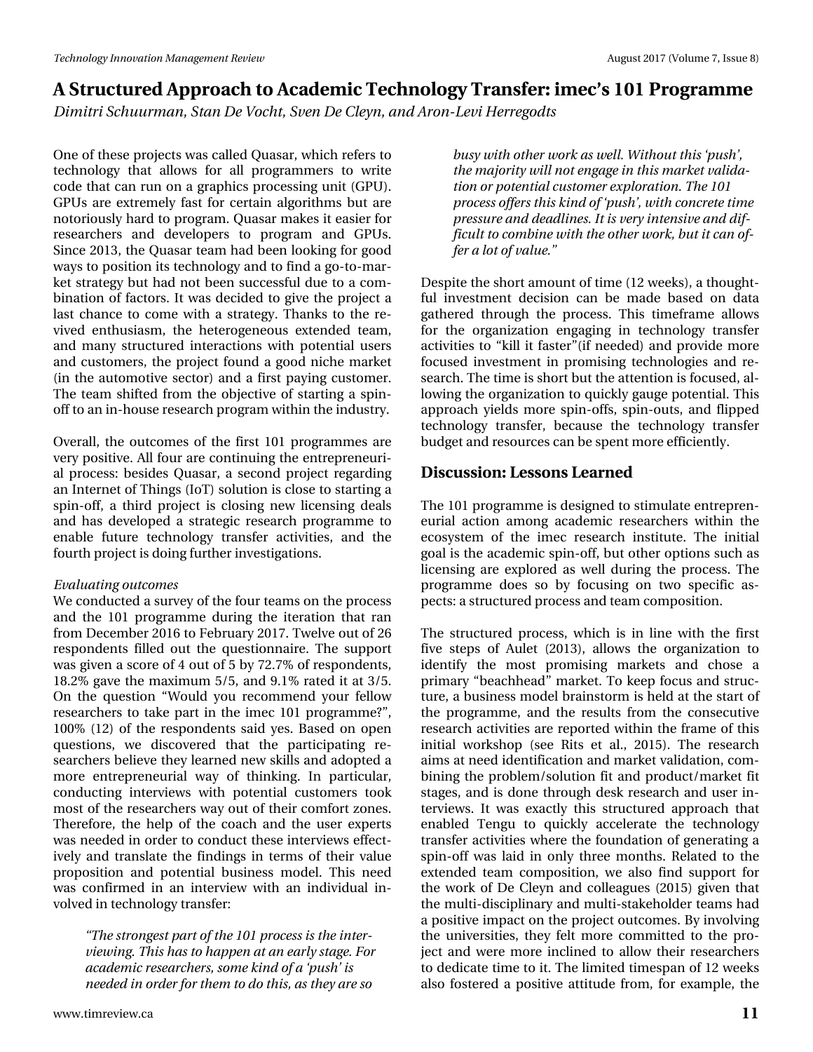One of these projects was called Quasar, which refers to technology that allows for all programmers to write code that can run on a graphics processing unit (GPU). GPUs are extremely fast for certain algorithms but are notoriously hard to program. Quasar makes it easier for researchers and developers to program and GPUs. Since 2013, the Quasar team had been looking for good ways to position its technology and to find a go-to-market strategy but had not been successful due to a combination of factors. It was decided to give the project a last chance to come with a strategy. Thanks to the revived enthusiasm, the heterogeneous extended team, and many structured interactions with potential users and customers, the project found a good niche market (in the automotive sector) and a first paying customer. The team shifted from the objective of starting a spin-off to an in-house research program within the industry.

Overall, the outcomes of the first 101 programmes are very positive. All four are continuing the entrepreneurial process: besides Quasar, a second project regarding an Internet of Things (IoT) solution is close to starting a spin-off, a third project is closing new licensing deals and has developed a strategic research programme to enable future technology transfer activities, and the fourth project is doing further investigations.

*Evaluating outcomes*

We conducted a survey of the four teams on the process and the 101 programme during the iteration that ran from December 2016 to February 2017. Twelve out of 26 respondents filled out the questionnaire. The support was given a score of 4 out of 5 by 72.7% of respondents, 18.2% gave the maximum 5/5, and 9.1% rated it at 3/5. On the question "Would you recommend your fellow researchers to take part in the imec 101 programme?", 100% (12) of the respondents said yes. Based on open questions, we discovered that the participating researchers believe they learned new skills and adopted a more entrepreneurial way of thinking. In particular, conducting interviews with potential customers took most of the researchers way out of their comfort zones. Therefore, the help of the coach and the user experts was needed in order to conduct these interviews effectively and translate the findings in terms of their value proposition and potential business model. This need was confirmed in an interview with an individual involved in technology transfer:

> *"The strongest part of the 101 process is the interviewing. This has to happen at an early stage. For academic researchers, some kind of a 'push' is needed in order for them to do this, as they are so busy with other work as well. Without this 'push', the majority will not engage in this market validation or potential customer exploration. The 101 process offers this kind of 'push', with concrete time pressure and deadlines. It is very intensive and difficult to combine with the other work, but it can offer a lot of value."*

Despite the short amount of time (12 weeks), a thoughtful investment decision can be made based on data gathered through the process. This timeframe allows for the organization engaging in technology transfer activities to "kill it faster"(if needed) and provide more focused investment in promising technologies and research. The time is short but the attention is focused, allowing the organization to quickly gauge potential. This approach yields more spin-offs, spin-outs, and flipped technology transfer, because the technology transfer budget and resources can be spent more efficiently.

## Discussion: Lessons Learned

The 101 programme is designed to stimulate entrepreneurial action among academic researchers within the ecosystem of the imec research institute. The initial goal is the academic spin-off, but other options such as licensing are explored as well during the process. The programme does so by focusing on two specific aspects: a structured process and team composition.

The structured process, which is in line with the first five steps of Aulet (2013), allows the organization to identify the most promising markets and chose a primary "beachhead" market. To keep focus and structure, a business model brainstorm is held at the start of the programme, and the results from the consecutive research activities are reported within the frame of this initial workshop (see Rits et al., 2015). The research aims at need identification and market validation, combining the problem/solution fit and product/market fit stages, and is done through desk research and user interviews. It was exactly this structured approach that enabled Tengu to quickly accelerate the technology transfer activities where the foundation of generating a spin-off was laid in only three months. Related to the extended team composition, we also find support for the work of De Cleyn and colleagues (2015) given that the multi-disciplinary and multi-stakeholder teams had a positive impact on the project outcomes. By involving the universities, they felt more committed to the project and were more inclined to allow their researchers to dedicate time to it. The limited timespan of 12 weeks also fostered a positive attitude from, for example, the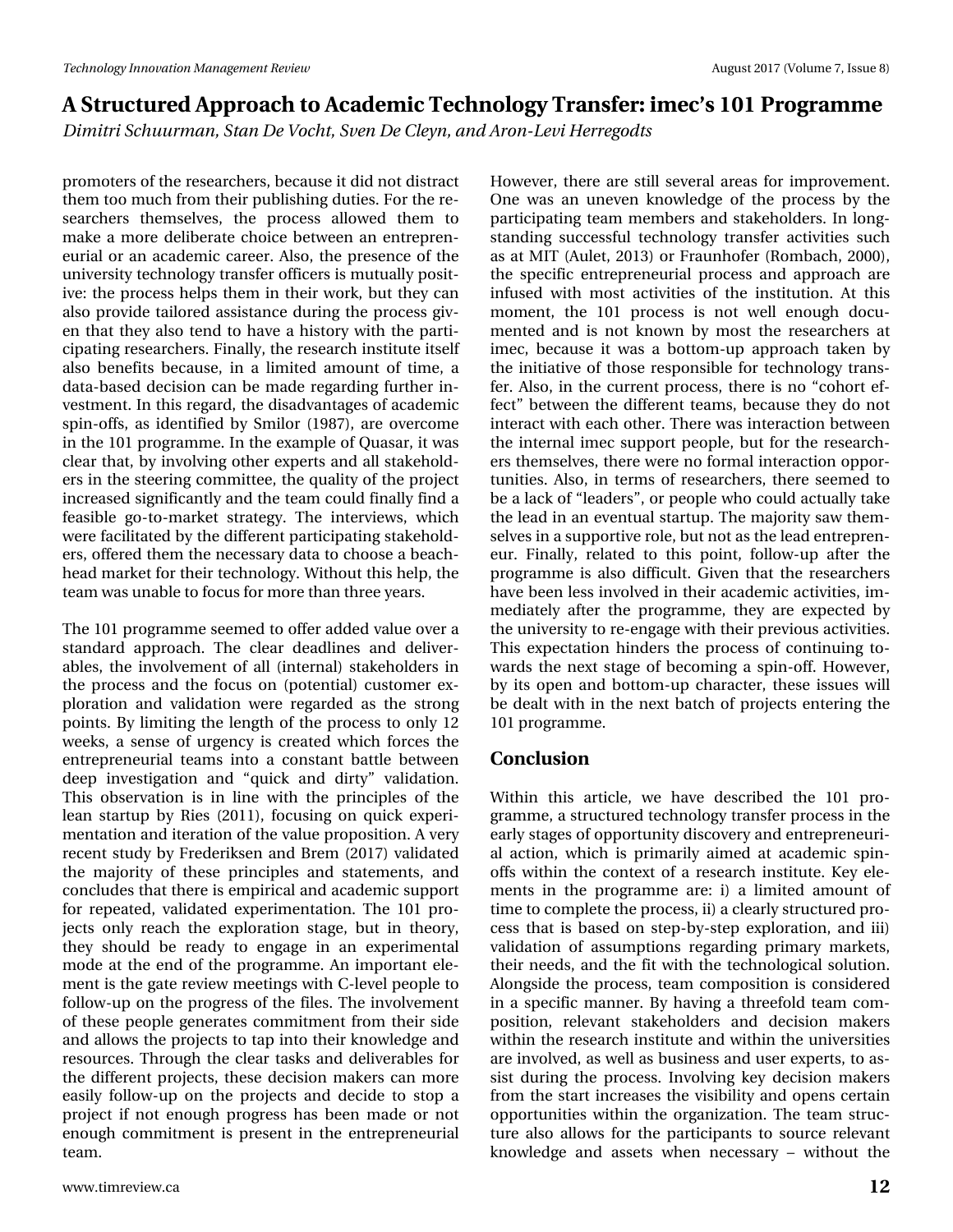promoters of the researchers, because it did not distract them too much from their publishing duties. For the researchers themselves, the process allowed them to make a more deliberate choice between an entrepreneurial or an academic career. Also, the presence of the university technology transfer officers is mutually positive: the process helps them in their work, but they can also provide tailored assistance during the process given that they also tend to have a history with the participating researchers. Finally, the research institute itself also benefits because, in a limited amount of time, a data-based decision can be made regarding further investment. In this regard, the disadvantages of academic spin-offs, as identified by Smilor (1987), are overcome in the 101 programme. In the example of Quasar, it was clear that, by involving other experts and all stakeholders in the steering committee, the quality of the project increased significantly and the team could finally find a feasible go-to-market strategy. The interviews, which were facilitated by the different participating stakeholders, offered them the necessary data to choose a beachhead market for their technology. Without this help, the team was unable to focus for more than three years.

The 101 programme seemed to offer added value over a standard approach. The clear deadlines and deliverables, the involvement of all (internal) stakeholders in the process and the focus on (potential) customer exploration and validation were regarded as the strong points. By limiting the length of the process to only 12 weeks, a sense of urgency is created which forces the entrepreneurial teams into a constant battle between deep investigation and "quick and dirty" validation. This observation is in line with the principles of the lean startup by Ries (2011), focusing on quick experimentation and iteration of the value proposition. A very recent study by Frederiksen and Brem (2017) validated the majority of these principles and statements, and concludes that there is empirical and academic support for repeated, validated experimentation. The 101 projects only reach the exploration stage, but in theory, they should be ready to engage in an experimental mode at the end of the programme. An important element is the gate review meetings with C-level people to follow-up on the progress of the files. The involvement of these people generates commitment from their side and allows the projects to tap into their knowledge and resources. Through the clear tasks and deliverables for the different projects, these decision makers can more easily follow-up on the projects and decide to stop a project if not enough progress has been made or not enough commitment is present in the entrepreneurial team.

However, there are still several areas for improvement. One was an uneven knowledge of the process by the participating team members and stakeholders. In long-standing successful technology transfer activities such as at MIT (Aulet, 2013) or Fraunhofer (Rombach, 2000), the specific entrepreneurial process and approach are infused with most activities of the institution. At this moment, the 101 process is not well enough documented and is not known by most the researchers at imec, because it was a bottom-up approach taken by the initiative of those responsible for technology transfer. Also, in the current process, there is no "cohort effect" between the different teams, because they do not interact with each other. There was interaction between the internal imec support people, but for the researchers themselves, there were no formal interaction opportunities. Also, in terms of researchers, there seemed to be a lack of "leaders", or people who could actually take the lead in an eventual startup. The majority saw themselves in a supportive role, but not as the lead entrepreneur. Finally, related to this point, follow-up after the programme is also difficult. Given that the researchers have been less involved in their academic activities, immediately after the programme, they are expected by the university to re-engage with their previous activities. This expectation hinders the process of continuing towards the next stage of becoming a spin-off. However, by its open and bottom-up character, these issues will be dealt with in the next batch of projects entering the 101 programme.

## Conclusion

Within this article, we have described the 101 programme, a structured technology transfer process in the early stages of opportunity discovery and entrepreneurial action, which is primarily aimed at academic spin-offs within the context of a research institute. Key elements in the programme are: i) a limited amount of time to complete the process, ii) a clearly structured process that is based on step-by-step exploration, and iii) validation of assumptions regarding primary markets, their needs, and the fit with the technological solution. Alongside the process, team composition is considered in a specific manner. By having a threefold team composition, relevant stakeholders and decision makers within the research institute and within the universities are involved, as well as business and user experts, to assist during the process. Involving key decision makers from the start increases the visibility and opens certain opportunities within the organization. The team structure also allows for the participants to source relevant knowledge and assets when necessary – without the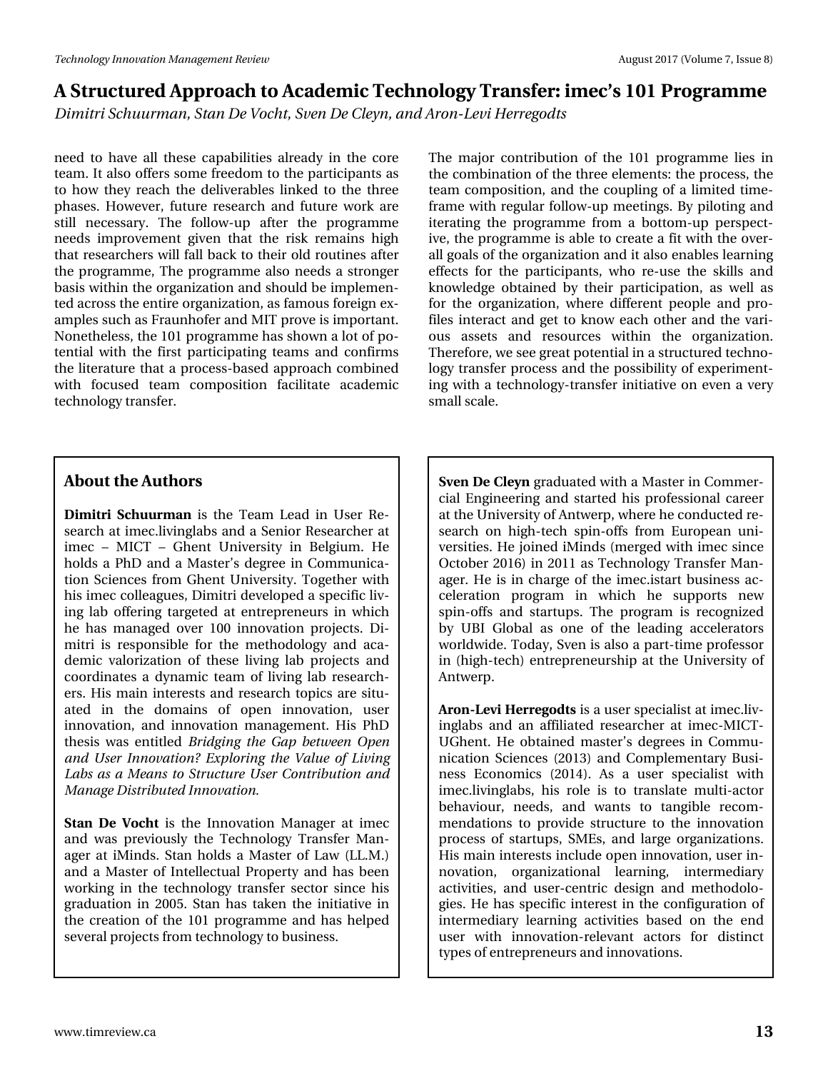need to have all these capabilities already in the core team. It also offers some freedom to the participants as to how they reach the deliverables linked to the three phases. However, future research and future work are still necessary. The follow-up after the programme needs improvement given that the risk remains high that researchers will fall back to their old routines after the programme, The programme also needs a stronger basis within the organization and should be implemented across the entire organization, as famous foreign examples such as Fraunhofer and MIT prove is important. Nonetheless, the 101 programme has shown a lot of potential with the first participating teams and confirms the literature that a process-based approach combined with focused team composition facilitate academic technology transfer.

The major contribution of the 101 programme lies in the combination of the three elements: the process, the team composition, and the coupling of a limited timeframe with regular follow-up meetings. By piloting and iterating the programme from a bottom-up perspective, the programme is able to create a fit with the overall goals of the organization and it also enables learning effects for the participants, who re-use the skills and knowledge obtained by their participation, as well as for the organization, where different people and profiles interact and get to know each other and the various assets and resources within the organization. Therefore, we see great potential in a structured technology transfer process and the possibility of experimenting with a technology-transfer initiative on even a very small scale.

## About the Authors

**Dimitri Schuurman** is the Team Lead in User Research at imec.livinglabs and a Senior Researcher at imec – MICT – Ghent University in Belgium. He holds a PhD and a Master's degree in Communication Sciences from Ghent University. Together with his imec colleagues, Dimitri developed a specific living lab offering targeted at entrepreneurs in which he has managed over 100 innovation projects. Dimitri is responsible for the methodology and academic valorization of these living lab projects and coordinates a dynamic team of living lab researchers. His main interests and research topics are situated in the domains of open innovation, user innovation, and innovation management. His PhD thesis was entitled *Bridging the Gap between Open and User Innovation? Exploring the Value of Living Labs as a Means to Structure User Contribution and Manage Distributed Innovation.*

**Stan De Vocht** is the Innovation Manager at imec and was previously the Technology Transfer Manager at iMinds. Stan holds a Master of Law (LL.M.) and a Master of Intellectual Property and has been working in the technology transfer sector since his graduation in 2005. Stan has taken the initiative in the creation of the 101 programme and has helped several projects from technology to business.

**Sven De Cleyn** graduated with a Master in Commercial Engineering and started his professional career at the University of Antwerp, where he conducted research on high-tech spin-offs from European universities. He joined iMinds (merged with imec since October 2016) in 2011 as Technology Transfer Manager. He is in charge of the imec.istart business acceleration program in which he supports new spin-offs and startups. The program is recognized by UBI Global as one of the leading accelerators worldwide. Today, Sven is also a part-time professor in (high-tech) entrepreneurship at the University of Antwerp.

**Aron-Levi Herregodts** is a user specialist at imec.livinglabs and an affiliated researcher at imec-MICT-UGhent. He obtained master's degrees in Communication Sciences (2013) and Complementary Business Economics (2014). As a user specialist with imec.livinglabs, his role is to translate multi-actor behaviour, needs, and wants to tangible recommendations to provide structure to the innovation process of startups, SMEs, and large organizations. His main interests include open innovation, user innovation, organizational learning, intermediary activities, and user-centric design and methodologies. He has specific interest in the configuration of intermediary learning activities based on the end user with innovation-relevant actors for distinct types of entrepreneurs and innovations.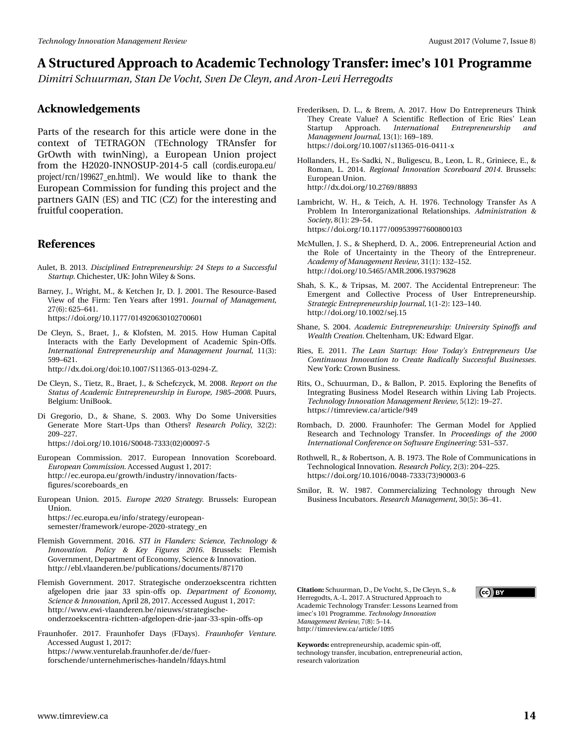# A Structured Approach to Academic Technology Transfer: imec's 101 Programme

*Dimitri Schuurman, Stan De Vocht, Sven De Cleyn, and Aron-Levi Herregodts*

## Acknowledgements

Parts of the research for this article were done in the context of TETRAGON (TEchnology TRAnsfer for GrOwth with twinNing), a European Union project from the H2020-INNOSUP-2014-5 call (cordis.europa.eu/project/rcn/199627_en.html). We would like to thank the European Commission for funding this project and the partners GAIN (ES) and TIC (CZ) for the interesting and fruitful cooperation.

## References

Aulet, B. 2013. *Disciplined Entrepreneurship: 24 Steps to a Successful Startup*. Chichester, UK: John Wiley & Sons.

Barney, J., Wright, M., & Ketchen Jr, D. J. 2001. The Resource-Based View of the Firm: Ten Years after 1991. *Journal of Management,* 27(6): 625–641.
https://doi.org/10.1177/014920630102700601

De Cleyn, S., Braet, J., & Klofsten, M. 2015. How Human Capital Interacts with the Early Development of Academic Spin-Offs. *International Entrepreneurship and Management Journal,* 11(3): 599–621.
http://dx.doi.org/doi:10.1007/S11365-013-0294-Z.

De Cleyn, S., Tietz, R., Braet, J., & Schefczyck, M. 2008. *Report on the Status of Academic Entrepreneurship in Europe, 1985–2008*. Puurs, Belgium: UniBook.

Di Gregorio, D., & Shane, S. 2003. Why Do Some Universities Generate More Start-Ups than Others? *Research Policy,* 32(2): 209–227.
https://doi.org/10.1016/S0048-7333(02)00097-5

European Commission. 2017. European Innovation Scoreboard. *European Commission.* Accessed August 1, 2017:
http://ec.europa.eu/growth/industry/innovation/facts-figures/scoreboards_en

European Union. 2015. *Europe 2020 Strategy.* Brussels: European Union.
https://ec.europa.eu/info/strategy/european-semester/framework/europe-2020-strategy_en

Flemish Government. 2016. *STI in Flanders: Science, Technology & Innovation. Policy & Key Figures 2016*. Brussels: Flemish Government, Department of Economy, Science & Innovation.
http://ebl.vlaanderen.be/publications/documents/87170

Flemish Government. 2017. Strategische onderzoekscentra richtten afgelopen drie jaar 33 spin-offs op. *Department of Economy, Science & Innovation,* April 28, 2017. Accessed August 1, 2017:
http://www.ewi-vlaanderen.be/nieuws/strategische-onderzoekscentra-richtten-afgelopen-drie-jaar-33-spin-offs-op

Fraunhofer. 2017. Fraunhofer Days (FDays). *Fraunhofer Venture.* Accessed August 1, 2017:
https://www.venturelab.fraunhofer.de/de/fuer-forschende/unternehmerisches-handeln/fdays.html

Frederiksen, D. L., & Brem, A. 2017. How Do Entrepreneurs Think They Create Value? A Scientific Reflection of Eric Ries' Lean Startup Approach. *International Entrepreneurship and Management Journal,* 13(1): 169–189.
https://doi.org/10.1007/s11365-016-0411-x

Hollanders, H., Es-Sadki, N., Buligescu, B., Leon, L. R., Griniece, E., & Roman, L. 2014. *Regional Innovation Scoreboard 2014*. Brussels: European Union.
http://dx.doi.org/10.2769/88893

Lambricht, W. H., & Teich, A. H. 1976. Technology Transfer As A Problem In Interorganizational Relationships. *Administration & Society,* 8(1): 29–54.
https://doi.org/10.1177/009539977600800103

McMullen, J. S., & Shepherd, D. A., 2006. Entrepreneurial Action and the Role of Uncertainty in the Theory of the Entrepreneur. *Academy of Management Review,* 31(1): 132–152.
http://doi.org/10.5465/AMR.2006.19379628

Shah, S. K., & Tripsas, M. 2007. The Accidental Entrepreneur: The Emergent and Collective Process of User Entrepreneurship. *Strategic Entrepreneurship Journal,* 1(1-2): 123–140.
http://doi.org/10.1002/sej.15

Shane, S. 2004. *Academic Entrepreneurship: University Spinoffs and Wealth Creation*. Cheltenham, UK: Edward Elgar.

Ries, E. 2011. *The Lean Startup: How Today's Entrepreneurs Use Continuous Innovation to Create Radically Successful Businesses*. New York: Crown Business.

Rits, O., Schuurman, D., & Ballon, P. 2015. Exploring the Benefits of Integrating Business Model Research within Living Lab Projects. *Technology Innovation Management Review,* 5(12): 19–27.
https://timreview.ca/article/949

Rombach, D. 2000. Fraunhofer: The German Model for Applied Research and Technology Transfer. In *Proceedings of the 2000 International Conference on Software Engineering:* 531–537.

Rothwell, R., & Robertson, A. B. 1973. The Role of Communications in Technological Innovation. *Research Policy,* 2(3): 204–225.
https://doi.org/10.1016/0048-7333(73)90003-6

Smilor, R. W. 1987. Commercializing Technology through New Business Incubators. *Research Management,* 30(5): 36–41.

**Citation:** Schuurman, D., De Vocht, S., De Cleyn, S., & Herregodts, A.-L. 2017. A Structured Approach to Academic Technology Transfer: Lessons Learned from imec's 101 Programme. *Technology Innovation Management Review*, 7(8): 5–14.
http://timreview.ca/article/1095

**Keywords:** entrepreneurship, academic spin-off, technology transfer, incubation, entrepreneurial action, research valorization